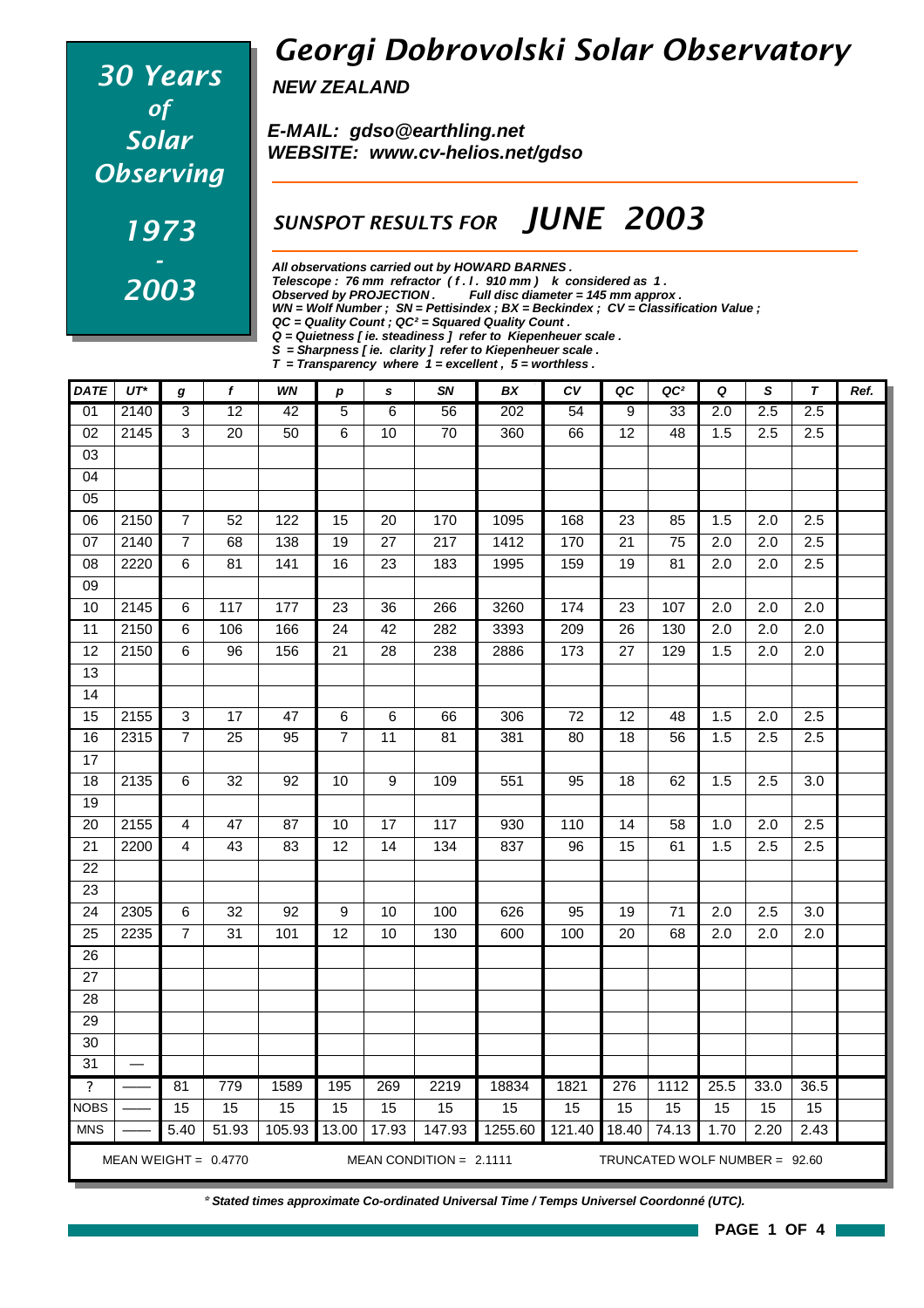**30 Years of Solar Observing**

**1973 - 2003**

# Georgi Dobrovolski Solar Observatory

**NEW ZEALAND**

**E-MAIL: gdso@earthling.net**
**WEBSITE: www.cv-helios.net/gdso**

## SUNSPOT RESULTS FOR JUNE 2003

***All observations carried out by HOWARD BARNES .***
***Telescope : 76 mm refractor ( f . l . 910 mm ) k considered as 1 .***
***Observed by PROJECTION . Full disc diameter = 145 mm approx .***
***WN = Wolf Number ; SN = Pettisindex ; BX = Beckindex ; CV = Classification Value ;***
***QC = Quality Count ; QC² = Squared Quality Count .***
***Q = Quietness [ ie. steadiness ] refer to Kiepenheuer scale .***
***S = Sharpness [ ie. clarity ] refer to Kiepenheuer scale .***
***T = Transparency where 1 = excellent , 5 = worthless .***

| DATE | UT* | g | f | WN | p | s | SN | BX | CV | QC | QC² | Q | S | T | Ref. |
|---|---|---|---|---|---|---|---|---|---|---|---|---|---|---|---|
| 01 | 2140 | 3 | 12 | 42 | 5 | 6 | 56 | 202 | 54 | 9 | 33 | 2.0 | 2.5 | 2.5 | |
| 02 | 2145 | 3 | 20 | 50 | 6 | 10 | 70 | 360 | 66 | 12 | 48 | 1.5 | 2.5 | 2.5 | |
| 03 | | | | | | | | | | | | | | | |
| 04 | | | | | | | | | | | | | | | |
| 05 | | | | | | | | | | | | | | | |
| 06 | 2150 | 7 | 52 | 122 | 15 | 20 | 170 | 1095 | 168 | 23 | 85 | 1.5 | 2.0 | 2.5 | |
| 07 | 2140 | 7 | 68 | 138 | 19 | 27 | 217 | 1412 | 170 | 21 | 75 | 2.0 | 2.0 | 2.5 | |
| 08 | 2220 | 6 | 81 | 141 | 16 | 23 | 183 | 1995 | 159 | 19 | 81 | 2.0 | 2.0 | 2.5 | |
| 09 | | | | | | | | | | | | | | | |
| 10 | 2145 | 6 | 117 | 177 | 23 | 36 | 266 | 3260 | 174 | 23 | 107 | 2.0 | 2.0 | 2.0 | |
| 11 | 2150 | 6 | 106 | 166 | 24 | 42 | 282 | 3393 | 209 | 26 | 130 | 2.0 | 2.0 | 2.0 | |
| 12 | 2150 | 6 | 96 | 156 | 21 | 28 | 238 | 2886 | 173 | 27 | 129 | 1.5 | 2.0 | 2.0 | |
| 13 | | | | | | | | | | | | | | | |
| 14 | | | | | | | | | | | | | | | |
| 15 | 2155 | 3 | 17 | 47 | 6 | 6 | 66 | 306 | 72 | 12 | 48 | 1.5 | 2.0 | 2.5 | |
| 16 | 2315 | 7 | 25 | 95 | 7 | 11 | 81 | 381 | 80 | 18 | 56 | 1.5 | 2.5 | 2.5 | |
| 17 | | | | | | | | | | | | | | | |
| 18 | 2135 | 6 | 32 | 92 | 10 | 9 | 109 | 551 | 95 | 18 | 62 | 1.5 | 2.5 | 3.0 | |
| 19 | | | | | | | | | | | | | | | |
| 20 | 2155 | 4 | 47 | 87 | 10 | 17 | 117 | 930 | 110 | 14 | 58 | 1.0 | 2.0 | 2.5 | |
| 21 | 2200 | 4 | 43 | 83 | 12 | 14 | 134 | 837 | 96 | 15 | 61 | 1.5 | 2.5 | 2.5 | |
| 22 | | | | | | | | | | | | | | | |
| 23 | | | | | | | | | | | | | | | |
| 24 | 2305 | 6 | 32 | 92 | 9 | 10 | 100 | 626 | 95 | 19 | 71 | 2.0 | 2.5 | 3.0 | |
| 25 | 2235 | 7 | 31 | 101 | 12 | 10 | 130 | 600 | 100 | 20 | 68 | 2.0 | 2.0 | 2.0 | |
| 26 | | | | | | | | | | | | | | | |
| 27 | | | | | | | | | | | | | | | |
| 28 | | | | | | | | | | | | | | | |
| 29 | | | | | | | | | | | | | | | |
| 30 | | | | | | | | | | | | | | | |
| 31 | — | | | | | | | | | | | | | | |
| ? | —— | 81 | 779 | 1589 | 195 | 269 | 2219 | 18834 | 1821 | 276 | 1112 | 25.5 | 33.0 | 36.5 | |
| NOBS | —— | 15 | 15 | 15 | 15 | 15 | 15 | 15 | 15 | 15 | 15 | 15 | 15 | 15 | |
| MNS | —— | 5.40 | 51.93 | 105.93 | 13.00 | 17.93 | 147.93 | 1255.60 | 121.40 | 18.40 | 74.13 | 1.70 | 2.20 | 2.43 | |

MEAN WEIGHT = 0.4770 MEAN CONDITION = 2.1111 TRUNCATED WOLF NUMBER = 92.60

***\* Stated times approximate Co-ordinated Universal Time / Temps Universel Coordonné (UTC).***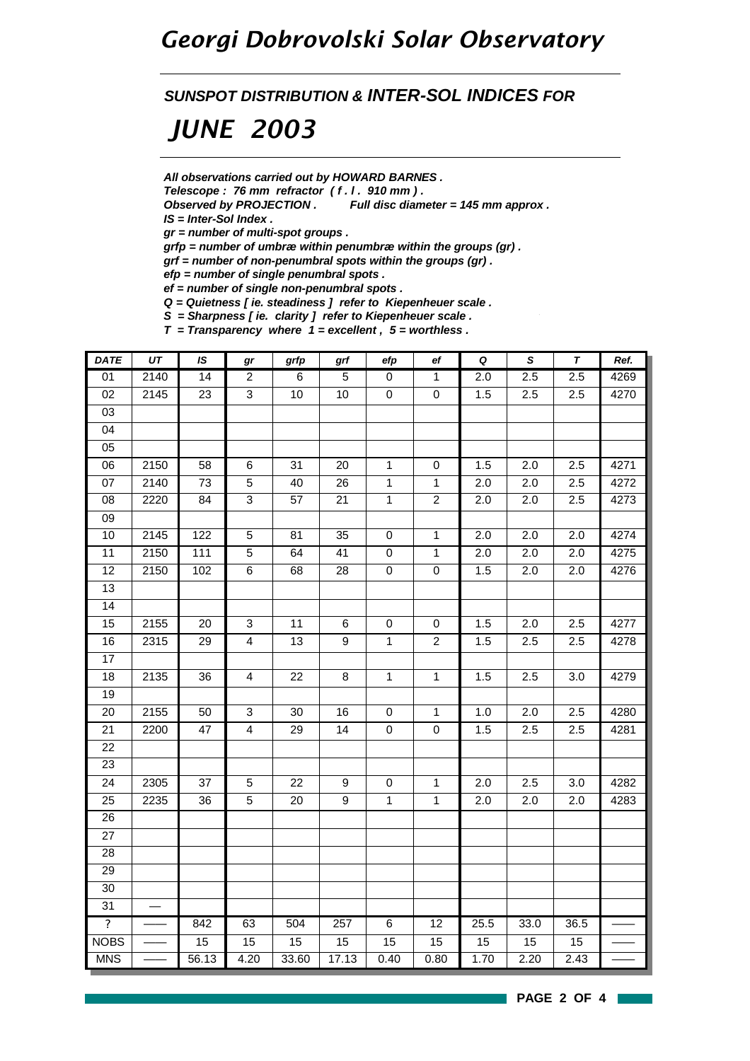# Georgi Dobrovolski Solar Observatory

## *SUNSPOT DISTRIBUTION & INTER-SOL INDICES FOR*

# *JUNE 2003*

***All observations carried out by HOWARD BARNES .***
***Telescope : 76 mm refractor ( f . l . 910 mm ) .***
***Observed by PROJECTION .     Full disc diameter = 145 mm approx .***
***IS = Inter-Sol Index .***
***gr = number of multi-spot groups .***
***grfp = number of umbræ within penumbræ within the groups (gr) .***
***grf = number of non-penumbral spots within the groups (gr) .***
***efp = number of single penumbral spots .***
***ef = number of single non-penumbral spots .***
***Q = Quietness [ ie. steadiness ] refer to Kiepenheuer scale .***
***S = Sharpness [ ie. clarity ] refer to Kiepenheuer scale .***
***T = Transparency where 1 = excellent , 5 = worthless .***

| DATE | UT | IS | gr | grfp | grf | efp | ef | Q | S | T | Ref. |
|---|---|---|---|---|---|---|---|---|---|---|---|
| 01 | 2140 | 14 | 2 | 6 | 5 | 0 | 1 | 2.0 | 2.5 | 2.5 | 4269 |
| 02 | 2145 | 23 | 3 | 10 | 10 | 0 | 0 | 1.5 | 2.5 | 2.5 | 4270 |
| 03 | | | | | | | | | | | |
| 04 | | | | | | | | | | | |
| 05 | | | | | | | | | | | |
| 06 | 2150 | 58 | 6 | 31 | 20 | 1 | 0 | 1.5 | 2.0 | 2.5 | 4271 |
| 07 | 2140 | 73 | 5 | 40 | 26 | 1 | 1 | 2.0 | 2.0 | 2.5 | 4272 |
| 08 | 2220 | 84 | 3 | 57 | 21 | 1 | 2 | 2.0 | 2.0 | 2.5 | 4273 |
| 09 | | | | | | | | | | | |
| 10 | 2145 | 122 | 5 | 81 | 35 | 0 | 1 | 2.0 | 2.0 | 2.0 | 4274 |
| 11 | 2150 | 111 | 5 | 64 | 41 | 0 | 1 | 2.0 | 2.0 | 2.0 | 4275 |
| 12 | 2150 | 102 | 6 | 68 | 28 | 0 | 0 | 1.5 | 2.0 | 2.0 | 4276 |
| 13 | | | | | | | | | | | |
| 14 | | | | | | | | | | | |
| 15 | 2155 | 20 | 3 | 11 | 6 | 0 | 0 | 1.5 | 2.0 | 2.5 | 4277 |
| 16 | 2315 | 29 | 4 | 13 | 9 | 1 | 2 | 1.5 | 2.5 | 2.5 | 4278 |
| 17 | | | | | | | | | | | |
| 18 | 2135 | 36 | 4 | 22 | 8 | 1 | 1 | 1.5 | 2.5 | 3.0 | 4279 |
| 19 | | | | | | | | | | | |
| 20 | 2155 | 50 | 3 | 30 | 16 | 0 | 1 | 1.0 | 2.0 | 2.5 | 4280 |
| 21 | 2200 | 47 | 4 | 29 | 14 | 0 | 0 | 1.5 | 2.5 | 2.5 | 4281 |
| 22 | | | | | | | | | | | |
| 23 | | | | | | | | | | | |
| 24 | 2305 | 37 | 5 | 22 | 9 | 0 | 1 | 2.0 | 2.5 | 3.0 | 4282 |
| 25 | 2235 | 36 | 5 | 20 | 9 | 1 | 1 | 2.0 | 2.0 | 2.0 | 4283 |
| 26 | | | | | | | | | | | |
| 27 | | | | | | | | | | | |
| 28 | | | | | | | | | | | |
| 29 | | | | | | | | | | | |
| 30 | | | | | | | | | | | |
| 31 | — | | | | | | | | | | |
| ? | —— | 842 | 63 | 504 | 257 | 6 | 12 | 25.5 | 33.0 | 36.5 | —— |
| NOBS | —— | 15 | 15 | 15 | 15 | 15 | 15 | 15 | 15 | 15 | —— |
| MNS | —— | 56.13 | 4.20 | 33.60 | 17.13 | 0.40 | 0.80 | 1.70 | 2.20 | 2.43 | —— |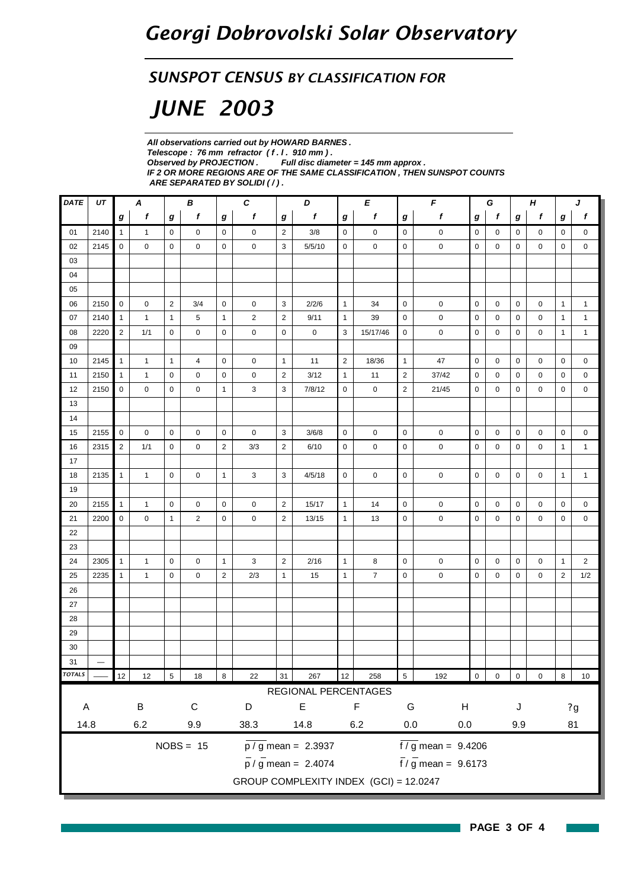# Georgi Dobrovolski Solar Observatory

## SUNSPOT CENSUS BY CLASSIFICATION FOR

# JUNE 2003

***All observations carried out by HOWARD BARNES .***
***Telescope : 76 mm refractor ( f . l . 910 mm ) .***
***Observed by PROJECTION . Full disc diameter = 145 mm approx .***
***IF 2 OR MORE REGIONS ARE OF THE SAME CLASSIFICATION , THEN SUNSPOT COUNTS ARE SEPARATED BY SOLIDI ( / ) .***

| DATE | UT | A | | B | | C | | D | | E | | F | | G | | H | | J | |
|---|---|---|---|---|---|---|---|---|---|---|---|---|---|---|---|---|---|---|---|
| | | g | f | g | f | g | f | g | f | g | f | g | f | g | f | g | f | g | f |
| 01 | 2140 | 1 | 1 | 0 | 0 | 0 | 0 | 2 | 3/8 | 0 | 0 | 0 | 0 | 0 | 0 | 0 | 0 | 0 | 0 |
| 02 | 2145 | 0 | 0 | 0 | 0 | 0 | 0 | 3 | 5/5/10 | 0 | 0 | 0 | 0 | 0 | 0 | 0 | 0 | 0 | 0 |
| 03 | | | | | | | | | | | | | | | | | | | |
| 04 | | | | | | | | | | | | | | | | | | | |
| 05 | | | | | | | | | | | | | | | | | | | |
| 06 | 2150 | 0 | 0 | 2 | 3/4 | 0 | 0 | 3 | 2/2/6 | 1 | 34 | 0 | 0 | 0 | 0 | 0 | 0 | 1 | 1 |
| 07 | 2140 | 1 | 1 | 1 | 5 | 1 | 2 | 2 | 9/11 | 1 | 39 | 0 | 0 | 0 | 0 | 0 | 0 | 1 | 1 |
| 08 | 2220 | 2 | 1/1 | 0 | 0 | 0 | 0 | 0 | 0 | 3 | 15/17/46 | 0 | 0 | 0 | 0 | 0 | 0 | 1 | 1 |
| 09 | | | | | | | | | | | | | | | | | | | |
| 10 | 2145 | 1 | 1 | 1 | 4 | 0 | 0 | 1 | 11 | 2 | 18/36 | 1 | 47 | 0 | 0 | 0 | 0 | 0 | 0 |
| 11 | 2150 | 1 | 1 | 0 | 0 | 0 | 0 | 2 | 3/12 | 1 | 11 | 2 | 37/42 | 0 | 0 | 0 | 0 | 0 | 0 |
| 12 | 2150 | 0 | 0 | 0 | 0 | 1 | 3 | 3 | 7/8/12 | 0 | 0 | 2 | 21/45 | 0 | 0 | 0 | 0 | 0 | 0 |
| 13 | | | | | | | | | | | | | | | | | | | |
| 14 | | | | | | | | | | | | | | | | | | | |
| 15 | 2155 | 0 | 0 | 0 | 0 | 0 | 0 | 3 | 3/6/8 | 0 | 0 | 0 | 0 | 0 | 0 | 0 | 0 | 0 | 0 |
| 16 | 2315 | 2 | 1/1 | 0 | 0 | 2 | 3/3 | 2 | 6/10 | 0 | 0 | 0 | 0 | 0 | 0 | 0 | 0 | 1 | 1 |
| 17 | | | | | | | | | | | | | | | | | | | |
| 18 | 2135 | 1 | 1 | 0 | 0 | 1 | 3 | 3 | 4/5/18 | 0 | 0 | 0 | 0 | 0 | 0 | 0 | 0 | 1 | 1 |
| 19 | | | | | | | | | | | | | | | | | | | |
| 20 | 2155 | 1 | 1 | 0 | 0 | 0 | 0 | 2 | 15/17 | 1 | 14 | 0 | 0 | 0 | 0 | 0 | 0 | 0 | 0 |
| 21 | 2200 | 0 | 0 | 1 | 2 | 0 | 0 | 2 | 13/15 | 1 | 13 | 0 | 0 | 0 | 0 | 0 | 0 | 0 | 0 |
| 22 | | | | | | | | | | | | | | | | | | | |
| 23 | | | | | | | | | | | | | | | | | | | |
| 24 | 2305 | 1 | 1 | 0 | 0 | 1 | 3 | 2 | 2/16 | 1 | 8 | 0 | 0 | 0 | 0 | 0 | 0 | 1 | 2 |
| 25 | 2235 | 1 | 1 | 0 | 0 | 2 | 2/3 | 1 | 15 | 1 | 7 | 0 | 0 | 0 | 0 | 0 | 0 | 2 | 1/2 |
| 26 | | | | | | | | | | | | | | | | | | | |
| 27 | | | | | | | | | | | | | | | | | | | |
| 28 | | | | | | | | | | | | | | | | | | | |
| 29 | | | | | | | | | | | | | | | | | | | |
| 30 | | | | | | | | | | | | | | | | | | | |
| 31 | — | | | | | | | | | | | | | | | | | | |
| TOTALS | —— | 12 | 12 | 5 | 18 | 8 | 22 | 31 | 267 | 12 | 258 | 5 | 192 | 0 | 0 | 0 | 0 | 8 | 10 |

REGIONAL PERCENTAGES

| A | B | C | D | E | F | G | H | J | ?g |
|---|---|---|---|---|---|---|---|---|---|
| 14.8 | 6.2 | 9.9 | 38.3 | 14.8 | 6.2 | 0.0 | 0.0 | 9.9 | 81 |

NOBS = 15

$\overline{p/g}$ mean = 2.3937

$\overline{f/g}$ mean = 9.4206

$\bar{p}/\bar{g}$ mean = 2.4074

$\bar{f}/\bar{g}$ mean = 9.6173

GROUP COMPLEXITY INDEX (GCI) = 12.0247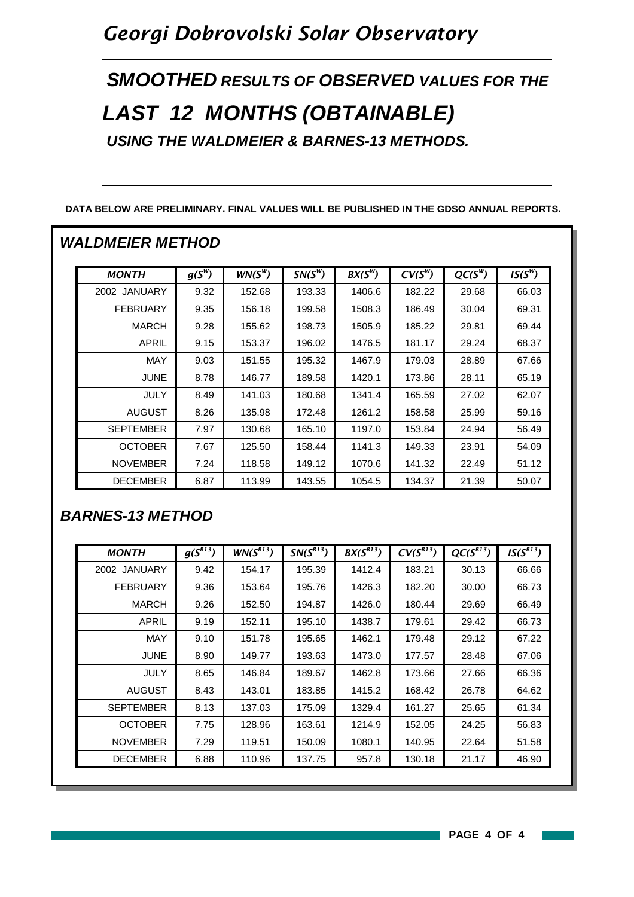# *Georgi Dobrovolski Solar Observatory*

## *SMOOTHED RESULTS OF OBSERVED VALUES FOR THE*

## *LAST 12 MONTHS (OBTAINABLE)*

### *USING THE WALDMEIER & BARNES-13 METHODS.*

**DATA BELOW ARE PRELIMINARY. FINAL VALUES WILL BE PUBLISHED IN THE GDSO ANNUAL REPORTS.**

### *WALDMEIER METHOD*

| *MONTH* | $g(S^W)$ | $WN(S^W)$ | $SN(S^W)$ | $BX(S^W)$ | $CV(S^W)$ | $QC(S^W)$ | $IS(S^W)$ |
|---|---|---|---|---|---|---|---|
| 2002 JANUARY | 9.32 | 152.68 | 193.33 | 1406.6 | 182.22 | 29.68 | 66.03 |
| FEBRUARY | 9.35 | 156.18 | 199.58 | 1508.3 | 186.49 | 30.04 | 69.31 |
| MARCH | 9.28 | 155.62 | 198.73 | 1505.9 | 185.22 | 29.81 | 69.44 |
| APRIL | 9.15 | 153.37 | 196.02 | 1476.5 | 181.17 | 29.24 | 68.37 |
| MAY | 9.03 | 151.55 | 195.32 | 1467.9 | 179.03 | 28.89 | 67.66 |
| JUNE | 8.78 | 146.77 | 189.58 | 1420.1 | 173.86 | 28.11 | 65.19 |
| JULY | 8.49 | 141.03 | 180.68 | 1341.4 | 165.59 | 27.02 | 62.07 |
| AUGUST | 8.26 | 135.98 | 172.48 | 1261.2 | 158.58 | 25.99 | 59.16 |
| SEPTEMBER | 7.97 | 130.68 | 165.10 | 1197.0 | 153.84 | 24.94 | 56.49 |
| OCTOBER | 7.67 | 125.50 | 158.44 | 1141.3 | 149.33 | 23.91 | 54.09 |
| NOVEMBER | 7.24 | 118.58 | 149.12 | 1070.6 | 141.32 | 22.49 | 51.12 |
| DECEMBER | 6.87 | 113.99 | 143.55 | 1054.5 | 134.37 | 21.39 | 50.07 |

### *BARNES-13 METHOD*

| *MONTH* | $g(S^{B13})$ | $WN(S^{B13})$ | $SN(S^{B13})$ | $BX(S^{B13})$ | $CV(S^{B13})$ | $QC(S^{B13})$ | $IS(S^{B13})$ |
|---|---|---|---|---|---|---|---|
| 2002 JANUARY | 9.42 | 154.17 | 195.39 | 1412.4 | 183.21 | 30.13 | 66.66 |
| FEBRUARY | 9.36 | 153.64 | 195.76 | 1426.3 | 182.20 | 30.00 | 66.73 |
| MARCH | 9.26 | 152.50 | 194.87 | 1426.0 | 180.44 | 29.69 | 66.49 |
| APRIL | 9.19 | 152.11 | 195.10 | 1438.7 | 179.61 | 29.42 | 66.73 |
| MAY | 9.10 | 151.78 | 195.65 | 1462.1 | 179.48 | 29.12 | 67.22 |
| JUNE | 8.90 | 149.77 | 193.63 | 1473.0 | 177.57 | 28.48 | 67.06 |
| JULY | 8.65 | 146.84 | 189.67 | 1462.8 | 173.66 | 27.66 | 66.36 |
| AUGUST | 8.43 | 143.01 | 183.85 | 1415.2 | 168.42 | 26.78 | 64.62 |
| SEPTEMBER | 8.13 | 137.03 | 175.09 | 1329.4 | 161.27 | 25.65 | 61.34 |
| OCTOBER | 7.75 | 128.96 | 163.61 | 1214.9 | 152.05 | 24.25 | 56.83 |
| NOVEMBER | 7.29 | 119.51 | 150.09 | 1080.1 | 140.95 | 22.64 | 51.58 |
| DECEMBER | 6.88 | 110.96 | 137.75 | 957.8 | 130.18 | 21.17 | 46.90 |